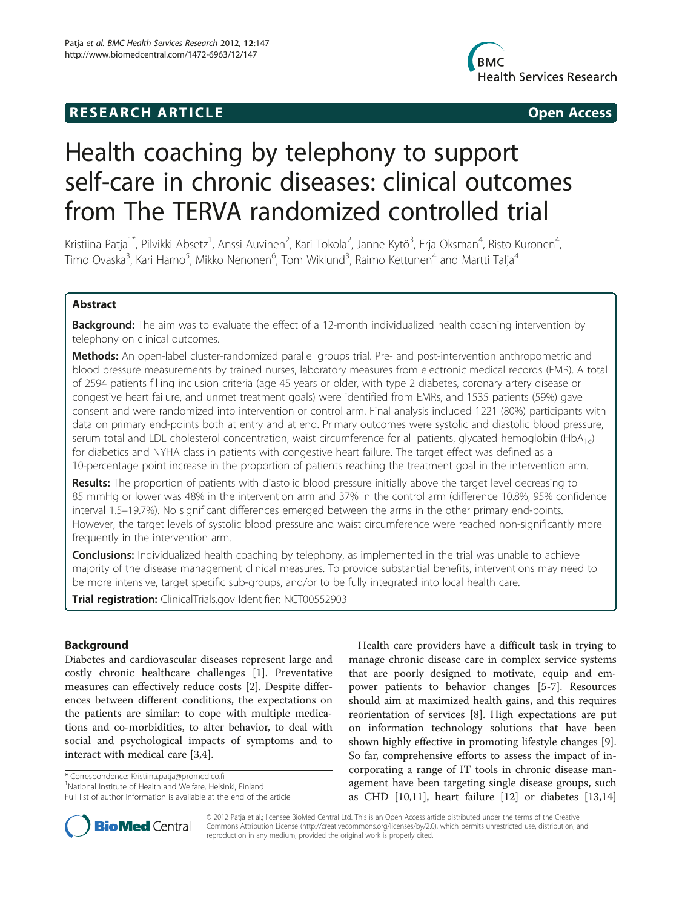**RESEARCH ARTICLE** **Open Access**

# Health coaching by telephony to support self-care in chronic diseases: clinical outcomes from The TERVA randomized controlled trial

Kristiina Patja[1*], Pilvikki Absetz[1], Anssi Auvinen[2], Kari Tokola[2], Janne Kytö[3], Erja Oksman[4], Risto Kuronen[4], Timo Ovaska[3], Kari Harno[5], Mikko Nenonen[6], Tom Wiklund[3], Raimo Kettunen[4] and Martti Talja[4]

## Abstract

**Background:** The aim was to evaluate the effect of a 12-month individualized health coaching intervention by telephony on clinical outcomes.

**Methods:** An open-label cluster-randomized parallel groups trial. Pre- and post-intervention anthropometric and blood pressure measurements by trained nurses, laboratory measures from electronic medical records (EMR). A total of 2594 patients filling inclusion criteria (age 45 years or older, with type 2 diabetes, coronary artery disease or congestive heart failure, and unmet treatment goals) were identified from EMRs, and 1535 patients (59%) gave consent and were randomized into intervention or control arm. Final analysis included 1221 (80%) participants with data on primary end-points both at entry and at end. Primary outcomes were systolic and diastolic blood pressure, serum total and LDL cholesterol concentration, waist circumference for all patients, glycated hemoglobin ($HbA_{1c}$) for diabetics and NYHA class in patients with congestive heart failure. The target effect was defined as a 10-percentage point increase in the proportion of patients reaching the treatment goal in the intervention arm.

**Results:** The proportion of patients with diastolic blood pressure initially above the target level decreasing to 85 mmHg or lower was 48% in the intervention arm and 37% in the control arm (difference 10.8%, 95% confidence interval 1.5–19.7%). No significant differences emerged between the arms in the other primary end-points. However, the target levels of systolic blood pressure and waist circumference were reached non-significantly more frequently in the intervention arm.

**Conclusions:** Individualized health coaching by telephony, as implemented in the trial was unable to achieve majority of the disease management clinical measures. To provide substantial benefits, interventions may need to be more intensive, target specific sub-groups, and/or to be fully integrated into local health care.

**Trial registration:** ClinicalTrials.gov Identifier: NCT00552903

## Background

Diabetes and cardiovascular diseases represent large and costly chronic healthcare challenges [1]. Preventative measures can effectively reduce costs [2]. Despite differences between different conditions, the expectations on the patients are similar: to cope with multiple medications and co-morbidities, to alter behavior, to deal with social and psychological impacts of symptoms and to interact with medical care [3,4].

Health care providers have a difficult task in trying to manage chronic disease care in complex service systems that are poorly designed to motivate, equip and empower patients to behavior changes [5-7]. Resources should aim at maximized health gains, and this requires reorientation of services [8]. High expectations are put on information technology solutions that have been shown highly effective in promoting lifestyle changes [9]. So far, comprehensive efforts to assess the impact of incorporating a range of IT tools in chronic disease management have been targeting single disease groups, such as CHD [10,11], heart failure [12] or diabetes [13,14]

\* Correspondence: Kristiina.patja@promedico.fi
[1]National Institute of Health and Welfare, Helsinki, Finland
Full list of author information is available at the end of the article

© 2012 Patja et al.; licensee BioMed Central Ltd. This is an Open Access article distributed under the terms of the Creative Commons Attribution License (http://creativecommons.org/licenses/by/2.0), which permits unrestricted use, distribution, and reproduction in any medium, provided the original work is properly cited.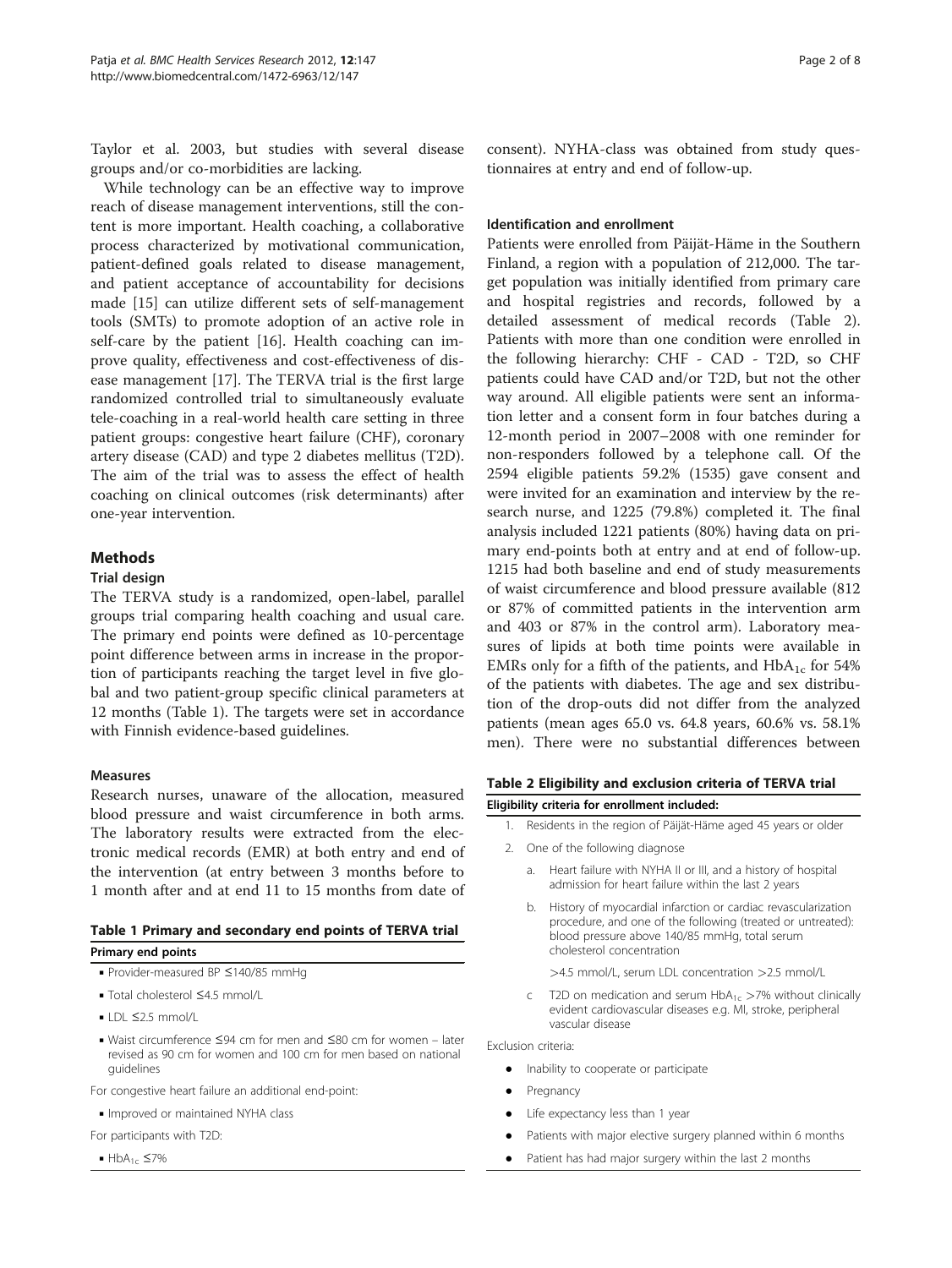Taylor et al. 2003, but studies with several disease groups and/or co-morbidities are lacking.

While technology can be an effective way to improve reach of disease management interventions, still the content is more important. Health coaching, a collaborative process characterized by motivational communication, patient-defined goals related to disease management, and patient acceptance of accountability for decisions made [15] can utilize different sets of self-management tools (SMTs) to promote adoption of an active role in self-care by the patient [16]. Health coaching can improve quality, effectiveness and cost-effectiveness of disease management [17]. The TERVA trial is the first large randomized controlled trial to simultaneously evaluate tele-coaching in a real-world health care setting in three patient groups: congestive heart failure (CHF), coronary artery disease (CAD) and type 2 diabetes mellitus (T2D). The aim of the trial was to assess the effect of health coaching on clinical outcomes (risk determinants) after one-year intervention.

## Methods

### Trial design

The TERVA study is a randomized, open-label, parallel groups trial comparing health coaching and usual care. The primary end points were defined as 10-percentage point difference between arms in increase in the proportion of participants reaching the target level in five global and two patient-group specific clinical parameters at 12 months (Table 1). The targets were set in accordance with Finnish evidence-based guidelines.

### Measures

Research nurses, unaware of the allocation, measured blood pressure and waist circumference in both arms. The laboratory results were extracted from the electronic medical records (EMR) at both entry and end of the intervention (at entry between 3 months before to 1 month after and at end 11 to 15 months from date of consent). NYHA-class was obtained from study questionnaires at entry and end of follow-up.

**Table 1 Primary and secondary end points of TERVA trial**

| Primary end points |
|---|
| ▪ Provider-measured BP ≤140/85 mmHg |
| ▪ Total cholesterol ≤4.5 mmol/L |
| ▪ LDL ≤2.5 mmol/L |
| ▪ Waist circumference ≤94 cm for men and ≤80 cm for women – later revised as 90 cm for women and 100 cm for men based on national guidelines |
| For congestive heart failure an additional end-point: |
| ▪ Improved or maintained NYHA class |
| For participants with T2D: |
| ▪ $HbA_{1c}$ ≤7% |

### Identification and enrollment

Patients were enrolled from Päijät-Häme in the Southern Finland, a region with a population of 212,000. The target population was initially identified from primary care and hospital registries and records, followed by a detailed assessment of medical records (Table 2). Patients with more than one condition were enrolled in the following hierarchy: CHF - CAD - T2D, so CHF patients could have CAD and/or T2D, but not the other way around. All eligible patients were sent an information letter and a consent form in four batches during a 12-month period in 2007–2008 with one reminder for non-responders followed by a telephone call. Of the 2594 eligible patients 59.2% (1535) gave consent and were invited for an examination and interview by the research nurse, and 1225 (79.8%) completed it. The final analysis included 1221 patients (80%) having data on primary end-points both at entry and at end of follow-up. 1215 had both baseline and end of study measurements of waist circumference and blood pressure available (812 or 87% of committed patients in the intervention arm and 403 or 87% in the control arm). Laboratory measures of lipids at both time points were available in EMRs only for a fifth of the patients, and $HbA_{1c}$ for 54% of the patients with diabetes. The age and sex distribution of the drop-outs did not differ from the analyzed patients (mean ages 65.0 vs. 64.8 years, 60.6% vs. 58.1% men). There were no substantial differences between

**Table 2 Eligibility and exclusion criteria of TERVA trial**

| Eligibility criteria for enrollment included: |
|---|
| 1. Residents in the region of Päijät-Häme aged 45 years or older |
| 2. One of the following diagnose |
| a. Heart failure with NYHA II or III, and a history of hospital admission for heart failure within the last 2 years |
| b. History of myocardial infarction or cardiac revascularization procedure, and one of the following (treated or untreated): blood pressure above 140/85 mmHg, total serum cholesterol concentration >4.5 mmol/L, serum LDL concentration >2.5 mmol/L |
| c T2D on medication and serum $HbA_{1c}$ >7% without clinically evident cardiovascular diseases e.g. MI, stroke, peripheral vascular disease |
| Exclusion criteria: |
| • Inability to cooperate or participate |
| • Pregnancy |
| • Life expectancy less than 1 year |
| • Patients with major elective surgery planned within 6 months |
| • Patient has had major surgery within the last 2 months |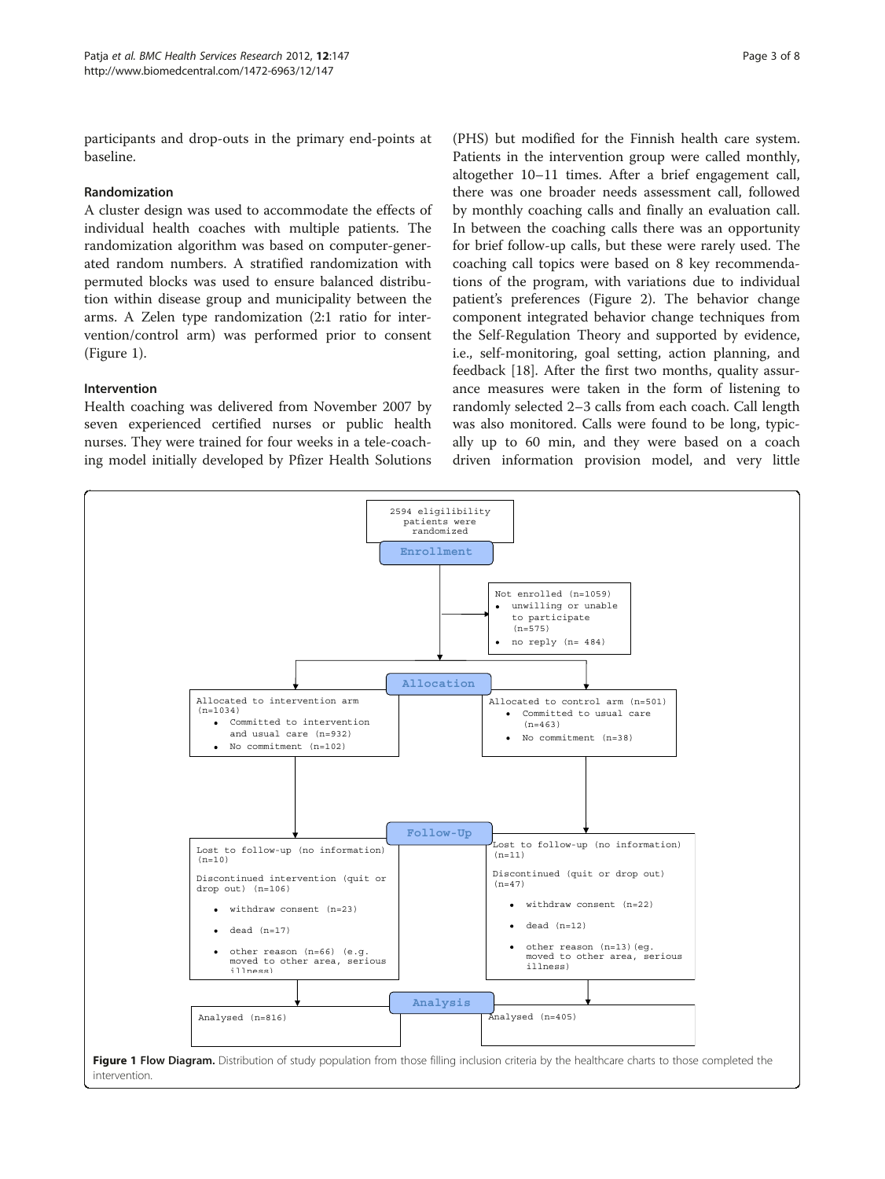participants and drop-outs in the primary end-points at baseline.

### Randomization

A cluster design was used to accommodate the effects of individual health coaches with multiple patients. The randomization algorithm was based on computer-generated random numbers. A stratified randomization with permuted blocks was used to ensure balanced distribution within disease group and municipality between the arms. A Zelen type randomization (2:1 ratio for intervention/control arm) was performed prior to consent (Figure 1).

### Intervention

Health coaching was delivered from November 2007 by seven experienced certified nurses or public health nurses. They were trained for four weeks in a tele-coaching model initially developed by Pfizer Health Solutions (PHS) but modified for the Finnish health care system. Patients in the intervention group were called monthly, altogether 10–11 times. After a brief engagement call, there was one broader needs assessment call, followed by monthly coaching calls and finally an evaluation call. In between the coaching calls there was an opportunity for brief follow-up calls, but these were rarely used. The coaching call topics were based on 8 key recommendations of the program, with variations due to individual patient's preferences (Figure 2). The behavior change component integrated behavior change techniques from the Self-Regulation Theory and supported by evidence, i.e., self-monitoring, goal setting, action planning, and feedback [18]. After the first two months, quality assurance measures were taken in the form of listening to randomly selected 2–3 calls from each coach. Call length was also monitored. Calls were found to be long, typically up to 60 min, and they were based on a coach driven information provision model, and very little

2594 eligibility patients were randomized

**Enrollment**

Not enrolled (n=1059)
- unwilling or unable to participate (n=575)
- no reply (n= 484)

**Allocation**

Allocated to intervention arm (n=1034)
- Committed to intervention and usual care (n=932)
- No commitment (n=102)

Allocated to control arm (n=501)
- Committed to usual care (n=463)
- No commitment (n=38)

**Follow-Up**

Lost to follow-up (no information) (n=10)

Discontinued intervention (quit or drop out) (n=106)
- withdraw consent (n=23)
- dead (n=17)
- other reason (n=66) (e.g. moved to other area, serious illness)

Lost to follow-up (no information) (n=11)

Discontinued (quit or drop out) (n=47)
- withdraw consent (n=22)
- dead (n=12)
- other reason (n=13)(eg. moved to other area, serious illness)

**Analysis**

Analysed (n=816)

Analysed (n=405)

**Figure 1 Flow Diagram.** Distribution of study population from those filling inclusion criteria by the healthcare charts to those completed the intervention.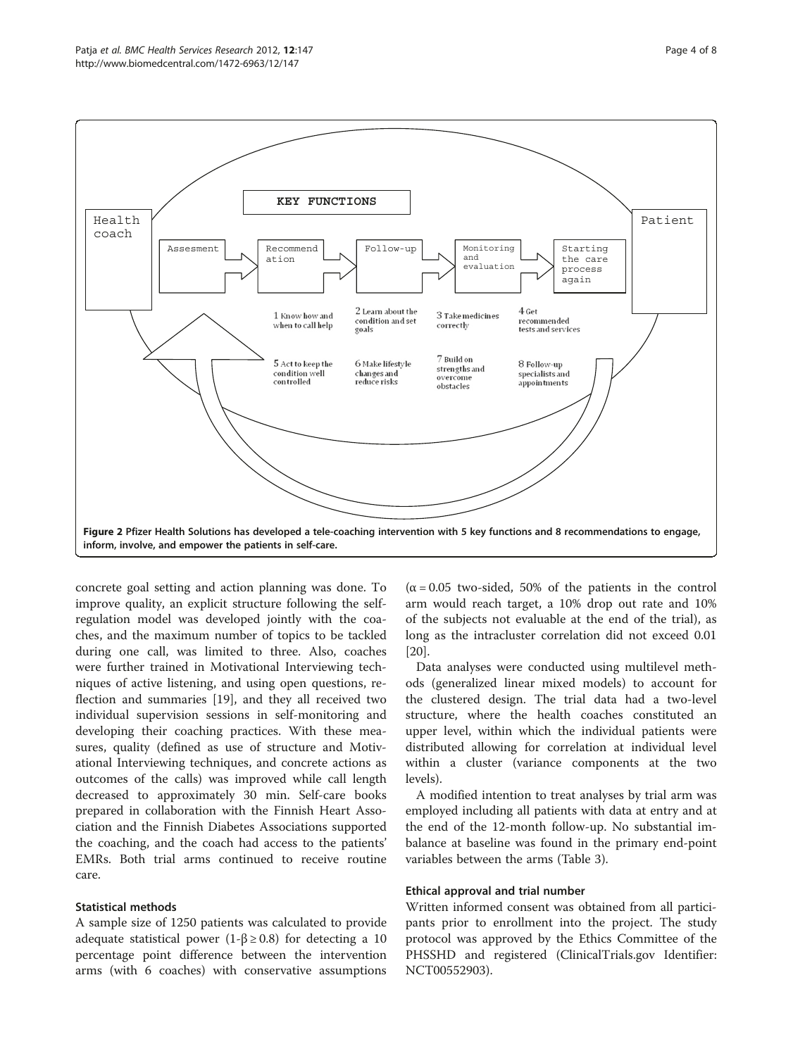**Figure 2** Pfizer Health Solutions has developed a tele-coaching intervention with 5 key functions and 8 recommendations to engage, inform, involve, and empower the patients in self-care.

concrete goal setting and action planning was done. To improve quality, an explicit structure following the self-regulation model was developed jointly with the coaches, and the maximum number of topics to be tackled during one call, was limited to three. Also, coaches were further trained in Motivational Interviewing techniques of active listening, and using open questions, reflection and summaries [19], and they all received two individual supervision sessions in self-monitoring and developing their coaching practices. With these measures, quality (defined as use of structure and Motivational Interviewing techniques, and concrete actions as outcomes of the calls) was improved while call length decreased to approximately 30 min. Self-care books prepared in collaboration with the Finnish Heart Association and the Finnish Diabetes Associations supported the coaching, and the coach had access to the patients' EMRs. Both trial arms continued to receive routine care.

### Statistical methods

A sample size of 1250 patients was calculated to provide adequate statistical power ($1\text{-}\beta \geq 0.8$) for detecting a 10 percentage point difference between the intervention arms (with 6 coaches) with conservative assumptions ($\alpha = 0.05$ two-sided, 50% of the patients in the control arm would reach target, a 10% drop out rate and 10% of the subjects not evaluable at the end of the trial), as long as the intracluster correlation did not exceed 0.01 [20].

Data analyses were conducted using multilevel methods (generalized linear mixed models) to account for the clustered design. The trial data had a two-level structure, where the health coaches constituted an upper level, within which the individual patients were distributed allowing for correlation at individual level within a cluster (variance components at the two levels).

A modified intention to treat analyses by trial arm was employed including all patients with data at entry and at the end of the 12-month follow-up. No substantial imbalance at baseline was found in the primary end-point variables between the arms (Table 3).

### Ethical approval and trial number

Written informed consent was obtained from all participants prior to enrollment into the project. The study protocol was approved by the Ethics Committee of the PHSSHD and registered (ClinicalTrials.gov Identifier: NCT00552903).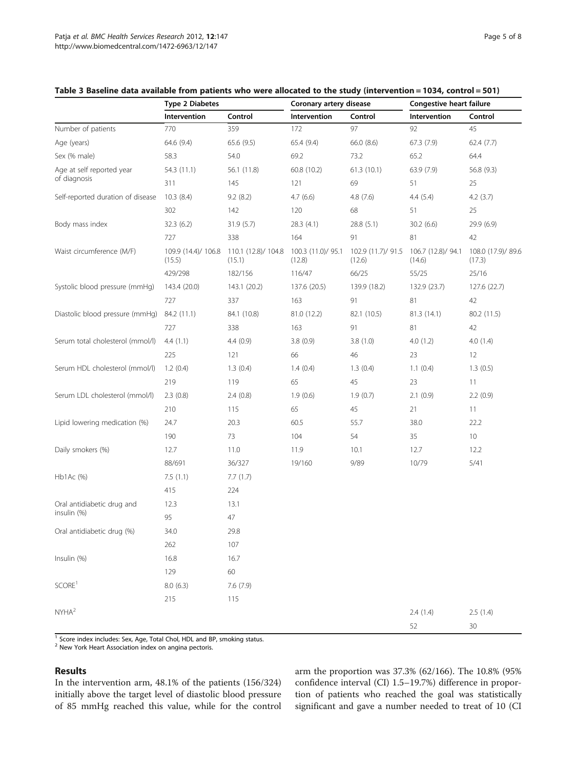**Table 3 Baseline data available from patients who were allocated to the study (intervention = 1034, control = 501)**

| | Type 2 Diabetes | | Coronary artery disease | | Congestive heart failure | |
|---|---|---|---|---|---|---|
| | Intervention | Control | Intervention | Control | Intervention | Control |
| Number of patients | 770 | 359 | 172 | 97 | 92 | 45 |
| Age (years) | 64.6 (9.4) | 65.6 (9.5) | 65.4 (9.4) | 66.0 (8.6) | 67.3 (7.9) | 62.4 (7.7) |
| Sex (% male) | 58.3 | 54.0 | 69.2 | 73.2 | 65.2 | 64.4 |
| Age at self reported year of diagnosis | 54.3 (11.1) | 56.1 (11.8) | 60.8 (10.2) | 61.3 (10.1) | 63.9 (7.9) | 56.8 (9.3) |
| | 311 | 145 | 121 | 69 | 51 | 25 |
| Self-reported duration of disease | 10.3 (8.4) | 9.2 (8.2) | 4.7 (6.6) | 4.8 (7.6) | 4.4 (5.4) | 4.2 (3.7) |
| | 302 | 142 | 120 | 68 | 51 | 25 |
| Body mass index | 32.3 (6.2) | 31.9 (5.7) | 28.3 (4.1) | 28.8 (5.1) | 30.2 (6.6) | 29.9 (6.9) |
| | 727 | 338 | 164 | 91 | 81 | 42 |
| Waist circumference (M/F) | 109.9 (14.4)/ 106.8 (15.5) | 110.1 (12.8)/ 104.8 (15.1) | 100.3 (11.0)/ 95.1 (12.8) | 102.9 (11.7)/ 91.5 (12.6) | 106.7 (12.8)/ 94.1 (14.6) | 108.0 (17.9)/ 89.6 (17.3) |
| | 429/298 | 182/156 | 116/47 | 66/25 | 55/25 | 25/16 |
| Systolic blood pressure (mmHg) | 143.4 (20.0) | 143.1 (20.2) | 137.6 (20.5) | 139.9 (18.2) | 132.9 (23.7) | 127.6 (22.7) |
| | 727 | 337 | 163 | 91 | 81 | 42 |
| Diastolic blood pressure (mmHg) | 84.2 (11.1) | 84.1 (10.8) | 81.0 (12.2) | 82.1 (10.5) | 81.3 (14.1) | 80.2 (11.5) |
| | 727 | 338 | 163 | 91 | 81 | 42 |
| Serum total cholesterol (mmol/l) | 4.4 (1.1) | 4.4 (0.9) | 3.8 (0.9) | 3.8 (1.0) | 4.0 (1.2) | 4.0 (1.4) |
| | 225 | 121 | 66 | 46 | 23 | 12 |
| Serum HDL cholesterol (mmol/l) | 1.2 (0.4) | 1.3 (0.4) | 1.4 (0.4) | 1.3 (0.4) | 1.1 (0.4) | 1.3 (0.5) |
| | 219 | 119 | 65 | 45 | 23 | 11 |
| Serum LDL cholesterol (mmol/l) | 2.3 (0.8) | 2.4 (0.8) | 1.9 (0.6) | 1.9 (0.7) | 2.1 (0.9) | 2.2 (0.9) |
| | 210 | 115 | 65 | 45 | 21 | 11 |
| Lipid lowering medication (%) | 24.7 | 20.3 | 60.5 | 55.7 | 38.0 | 22.2 |
| | 190 | 73 | 104 | 54 | 35 | 10 |
| Daily smokers (%) | 12.7 | 11.0 | 11.9 | 10.1 | 12.7 | 12.2 |
| | 88/691 | 36/327 | 19/160 | 9/89 | 10/79 | 5/41 |
| Hb1Ac (%) | 7.5 (1.1) | 7.7 (1.7) | | | | |
| | 415 | 224 | | | | |
| Oral antidiabetic drug and insulin (%) | 12.3 | 13.1 | | | | |
| | 95 | 47 | | | | |
| Oral antidiabetic drug (%) | 34.0 | 29.8 | | | | |
| | 262 | 107 | | | | |
| Insulin (%) | 16.8 | 16.7 | | | | |
| | 129 | 60 | | | | |
| SCORE[1] | 8.0 (6.3) | 7.6 (7.9) | | | | |
| | 215 | 115 | | | | |
| NYHA[2] | | | | | 2.4 (1.4) | 2.5 (1.4) |
| | | | | | 52 | 30 |

[1] Score index includes: Sex, Age, Total Chol, HDL and BP, smoking status.
[2] New York Heart Association index on angina pectoris.

## Results

In the intervention arm, 48.1% of the patients (156/324) initially above the target level of diastolic blood pressure of 85 mmHg reached this value, while for the control arm the proportion was 37.3% (62/166). The 10.8% (95% confidence interval (CI) 1.5–19.7%) difference in proportion of patients who reached the goal was statistically significant and gave a number needed to treat of 10 (CI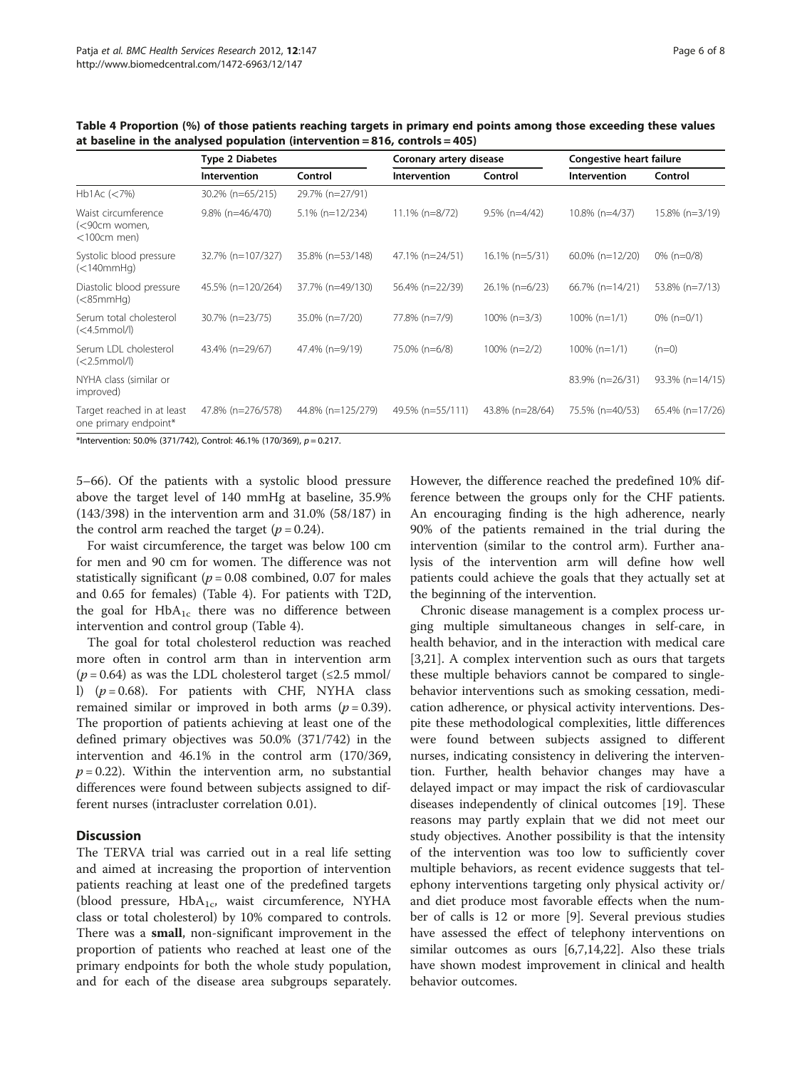**Table 4 Proportion (%) of those patients reaching targets in primary end points among those exceeding these values at baseline in the analysed population (intervention = 816, controls = 405)**

| | Type 2 Diabetes | | Coronary artery disease | | Congestive heart failure | |
|---|---|---|---|---|---|---|
| | Intervention | Control | Intervention | Control | Intervention | Control |
| Hb1Ac (<7%) | 30.2% (n=65/215) | 29.7% (n=27/91) | | | | |
| Waist circumference (<90cm women, <100cm men) | 9.8% (n=46/470) | 5.1% (n=12/234) | 11.1% (n=8/72) | 9.5% (n=4/42) | 10.8% (n=4/37) | 15.8% (n=3/19) |
| Systolic blood pressure (<140mmHg) | 32.7% (n=107/327) | 35.8% (n=53/148) | 47.1% (n=24/51) | 16.1% (n=5/31) | 60.0% (n=12/20) | 0% (n=0/8) |
| Diastolic blood pressure (<85mmHg) | 45.5% (n=120/264) | 37.7% (n=49/130) | 56.4% (n=22/39) | 26.1% (n=6/23) | 66.7% (n=14/21) | 53.8% (n=7/13) |
| Serum total cholesterol (<4.5mmol/l) | 30.7% (n=23/75) | 35.0% (n=7/20) | 77.8% (n=7/9) | 100% (n=3/3) | 100% (n=1/1) | 0% (n=0/1) |
| Serum LDL cholesterol (<2.5mmol/l) | 43.4% (n=29/67) | 47.4% (n=9/19) | 75.0% (n=6/8) | 100% (n=2/2) | 100% (n=1/1) | (n=0) |
| NYHA class (similar or improved) | | | | | 83.9% (n=26/31) | 93.3% (n=14/15) |
| Target reached in at least one primary endpoint* | 47.8% (n=276/578) | 44.8% (n=125/279) | 49.5% (n=55/111) | 43.8% (n=28/64) | 75.5% (n=40/53) | 65.4% (n=17/26) |

*Intervention: 50.0% (371/742), Control: 46.1% (170/369), $p = 0.217$.

5–66). Of the patients with a systolic blood pressure above the target level of 140 mmHg at baseline, 35.9% (143/398) in the intervention arm and 31.0% (58/187) in the control arm reached the target ($p = 0.24$).

For waist circumference, the target was below 100 cm for men and 90 cm for women. The difference was not statistically significant ($p = 0.08$ combined, 0.07 for males and 0.65 for females) (Table 4). For patients with T2D, the goal for $HbA_{1c}$ there was no difference between intervention and control group (Table 4).

The goal for total cholesterol reduction was reached more often in control arm than in intervention arm ($p = 0.64$) as was the LDL cholesterol target (≤2.5 mmol/l) ($p = 0.68$). For patients with CHF, NYHA class remained similar or improved in both arms ($p = 0.39$). The proportion of patients achieving at least one of the defined primary objectives was 50.0% (371/742) in the intervention and 46.1% in the control arm (170/369, $p = 0.22$). Within the intervention arm, no substantial differences were found between subjects assigned to different nurses (intracluster correlation 0.01).

## Discussion

The TERVA trial was carried out in a real life setting and aimed at increasing the proportion of intervention patients reaching at least one of the predefined targets (blood pressure, $HbA_{1c}$, waist circumference, NYHA class or total cholesterol) by 10% compared to controls. There was a **small**, non-significant improvement in the proportion of patients who reached at least one of the primary endpoints for both the whole study population, and for each of the disease area subgroups separately. However, the difference reached the predefined 10% difference between the groups only for the CHF patients. An encouraging finding is the high adherence, nearly 90% of the patients remained in the trial during the intervention (similar to the control arm). Further analysis of the intervention arm will define how well patients could achieve the goals that they actually set at the beginning of the intervention.

Chronic disease management is a complex process urging multiple simultaneous changes in self-care, in health behavior, and in the interaction with medical care [3,21]. A complex intervention such as ours that targets these multiple behaviors cannot be compared to single-behavior interventions such as smoking cessation, medication adherence, or physical activity interventions. Despite these methodological complexities, little differences were found between subjects assigned to different nurses, indicating consistency in delivering the intervention. Further, health behavior changes may have a delayed impact or may impact the risk of cardiovascular diseases independently of clinical outcomes [19]. These reasons may partly explain that we did not meet our study objectives. Another possibility is that the intensity of the intervention was too low to sufficiently cover multiple behaviors, as recent evidence suggests that telephony interventions targeting only physical activity or/and diet produce most favorable effects when the number of calls is 12 or more [9]. Several previous studies have assessed the effect of telephony interventions on similar outcomes as ours [6,7,14,22]. Also these trials have shown modest improvement in clinical and health behavior outcomes.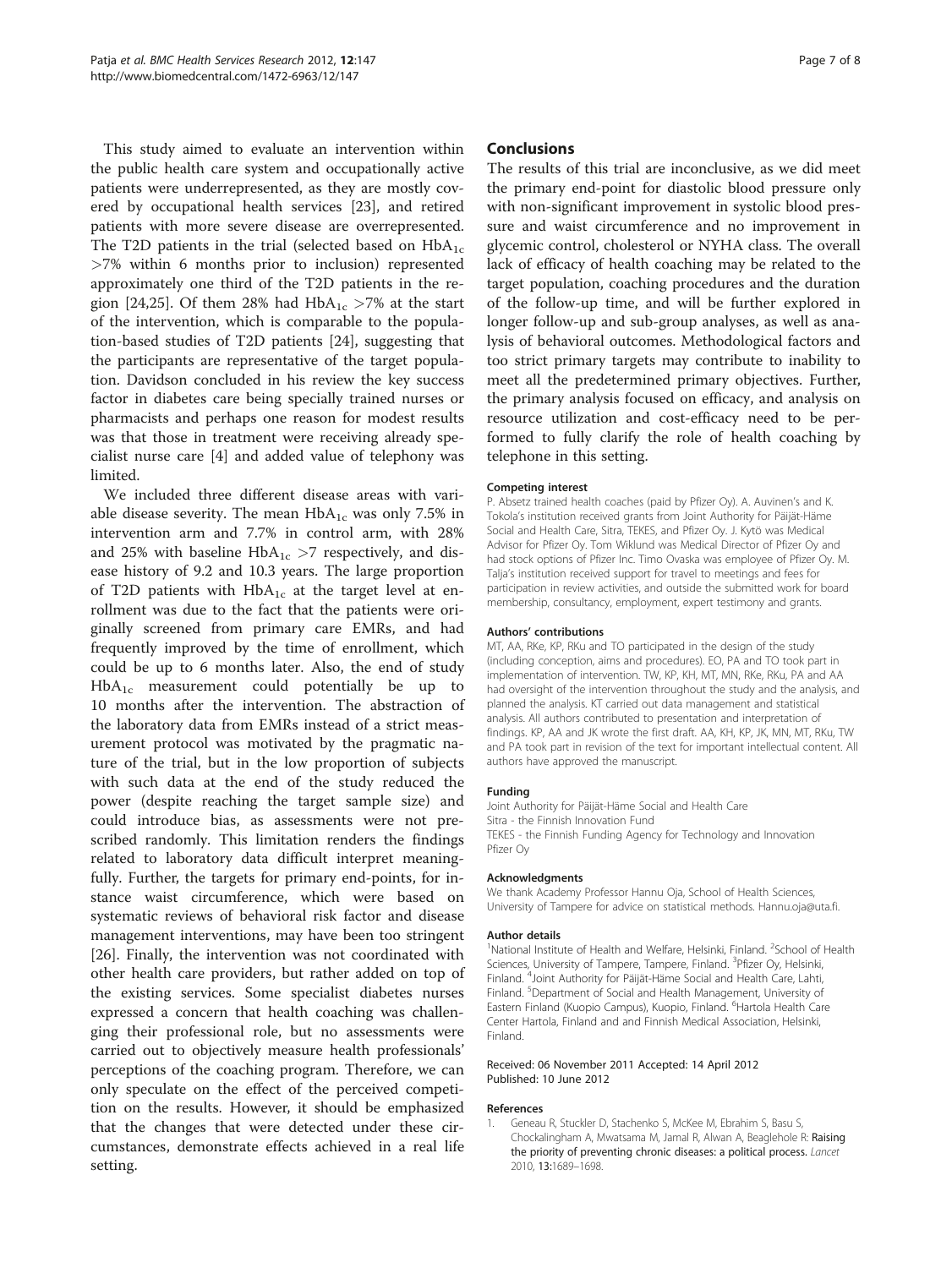This study aimed to evaluate an intervention within the public health care system and occupationally active patients were underrepresented, as they are mostly covered by occupational health services [23], and retired patients with more severe disease are overrepresented. The T2D patients in the trial (selected based on $HbA_{1c}$ >7% within 6 months prior to inclusion) represented approximately one third of the T2D patients in the region [24,25]. Of them 28% had $HbA_{1c}$ >7% at the start of the intervention, which is comparable to the population-based studies of T2D patients [24], suggesting that the participants are representative of the target population. Davidson concluded in his review the key success factor in diabetes care being specially trained nurses or pharmacists and perhaps one reason for modest results was that those in treatment were receiving already specialist nurse care [4] and added value of telephony was limited.

We included three different disease areas with variable disease severity. The mean $HbA_{1c}$ was only 7.5% in intervention arm and 7.7% in control arm, with 28% and 25% with baseline $HbA_{1c}$ >7 respectively, and disease history of 9.2 and 10.3 years. The large proportion of T2D patients with $HbA_{1c}$ at the target level at enrollment was due to the fact that the patients were originally screened from primary care EMRs, and had frequently improved by the time of enrollment, which could be up to 6 months later. Also, the end of study $HbA_{1c}$ measurement could potentially be up to 10 months after the intervention. The abstraction of the laboratory data from EMRs instead of a strict measurement protocol was motivated by the pragmatic nature of the trial, but in the low proportion of subjects with such data at the end of the study reduced the power (despite reaching the target sample size) and could introduce bias, as assessments were not prescribed randomly. This limitation renders the findings related to laboratory data difficult interpret meaningfully. Further, the targets for primary end-points, for instance waist circumference, which were based on systematic reviews of behavioral risk factor and disease management interventions, may have been too stringent [26]. Finally, the intervention was not coordinated with other health care providers, but rather added on top of the existing services. Some specialist diabetes nurses expressed a concern that health coaching was challenging their professional role, but no assessments were carried out to objectively measure health professionals' perceptions of the coaching program. Therefore, we can only speculate on the effect of the perceived competition on the results. However, it should be emphasized that the changes that were detected under these circumstances, demonstrate effects achieved in a real life setting.

## Conclusions

The results of this trial are inconclusive, as we did meet the primary end-point for diastolic blood pressure only with non-significant improvement in systolic blood pressure and waist circumference and no improvement in glycemic control, cholesterol or NYHA class. The overall lack of efficacy of health coaching may be related to the target population, coaching procedures and the duration of the follow-up time, and will be further explored in longer follow-up and sub-group analyses, as well as analysis of behavioral outcomes. Methodological factors and too strict primary targets may contribute to inability to meet all the predetermined primary objectives. Further, the primary analysis focused on efficacy, and analysis on resource utilization and cost-efficacy need to be performed to fully clarify the role of health coaching by telephone in this setting.

#### Competing interest

P. Absetz trained health coaches (paid by Pfizer Oy). A. Auvinen's and K. Tokola's institution received grants from Joint Authority for Päijät-Häme Social and Health Care, Sitra, TEKES, and Pfizer Oy. J. Kytö was Medical Advisor for Pfizer Oy. Tom Wiklund was Medical Director of Pfizer Oy and had stock options of Pfizer Inc. Timo Ovaska was employee of Pfizer Oy. M. Talja's institution received support for travel to meetings and fees for participation in review activities, and outside the submitted work for board membership, consultancy, employment, expert testimony and grants.

#### Authors' contributions

MT, AA, RKe, KP, RKu and TO participated in the design of the study (including conception, aims and procedures). EO, PA and TO took part in implementation of intervention. TW, KP, KH, MT, MN, RKe, RKu, PA and AA had oversight of the intervention throughout the study and the analysis, and planned the analysis. KT carried out data management and statistical analysis. All authors contributed to presentation and interpretation of findings. KP, AA and JK wrote the first draft. AA, KH, KP, JK, MN, MT, RKu, TW and PA took part in revision of the text for important intellectual content. All authors have approved the manuscript.

#### Funding

Joint Authority for Päijät-Häme Social and Health Care
Sitra - the Finnish Innovation Fund
TEKES - the Finnish Funding Agency for Technology and Innovation
Pfizer Oy

#### Acknowledgments

We thank Academy Professor Hannu Oja, School of Health Sciences, University of Tampere for advice on statistical methods. Hannu.oja@uta.fi.

#### Author details

[1]National Institute of Health and Welfare, Helsinki, Finland. [2]School of Health Sciences, University of Tampere, Tampere, Finland. [3]Pfizer Oy, Helsinki, Finland. [4]Joint Authority for Päijät-Häme Social and Health Care, Lahti, Finland. [5]Department of Social and Health Management, University of Eastern Finland (Kuopio Campus), Kuopio, Finland. [6]Hartola Health Care Center Hartola, Finland and and Finnish Medical Association, Helsinki, Finland.

Received: 06 November 2011 Accepted: 14 April 2012
Published: 10 June 2012

#### References

1. Geneau R, Stuckler D, Stachenko S, McKee M, Ebrahim S, Basu S, Chockalingham A, Mwatsama M, Jamal R, Alwan A, Beaglehole R: **Raising the priority of preventing chronic diseases: a political process.** *Lancet* 2010, **13:**1689–1698.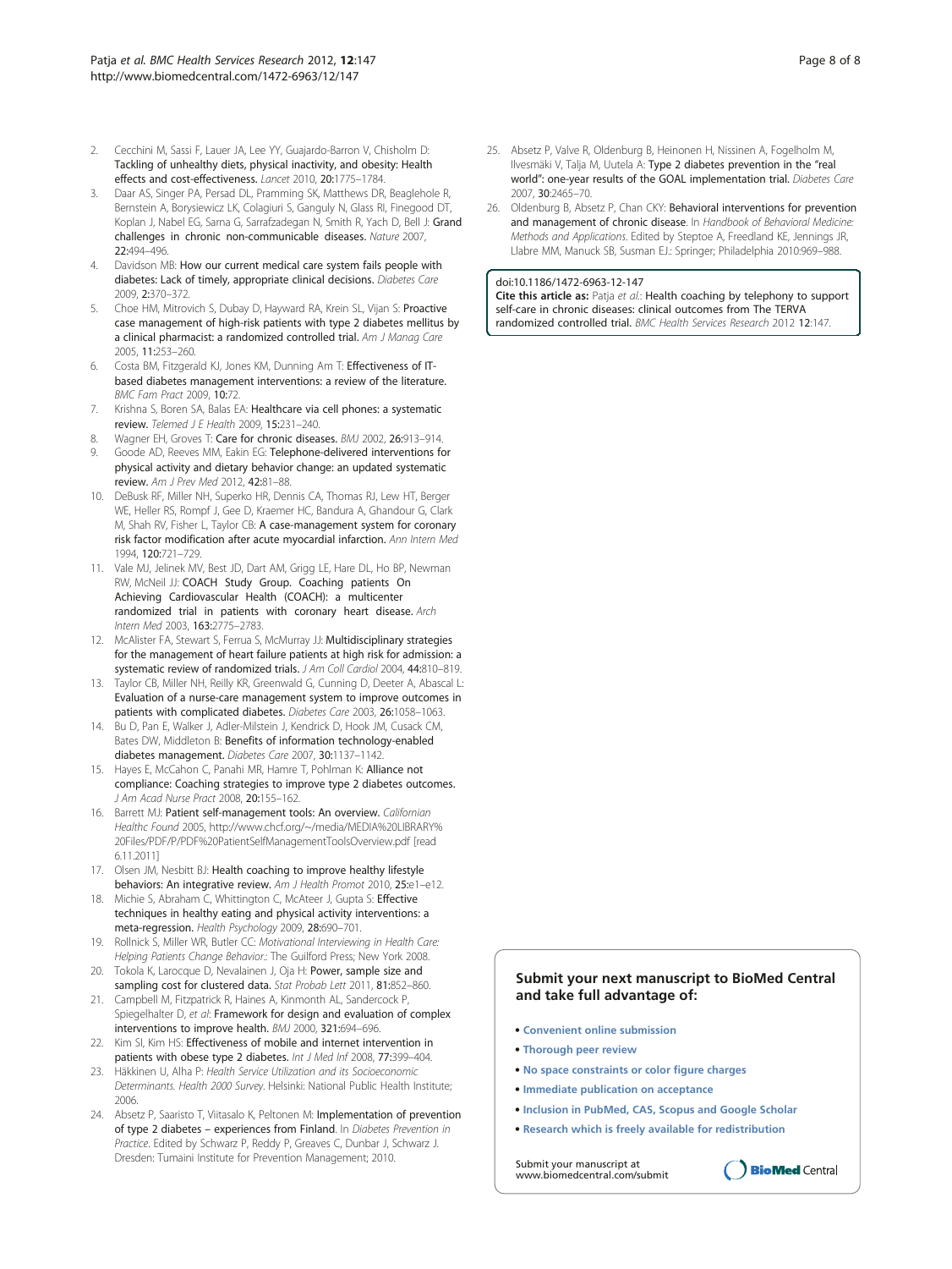2. Cecchini M, Sassi F, Lauer JA, Lee YY, Guajardo-Barron V, Chisholm D: **Tackling of unhealthy diets, physical inactivity, and obesity: Health effects and cost-effectiveness.** *Lancet* 2010, **20:**1775–1784.
3. Daar AS, Singer PA, Persad DL, Pramming SK, Matthews DR, Beaglehole R, Bernstein A, Borysiewicz LK, Colagiuri S, Ganguly N, Glass RI, Finegood DT, Koplan J, Nabel EG, Sarna G, Sarrafzadegan N, Smith R, Yach D, Bell J: **Grand challenges in chronic non-communicable diseases.** *Nature* 2007, **22:**494–496.
4. Davidson MB: **How our current medical care system fails people with diabetes: Lack of timely, appropriate clinical decisions.** *Diabetes Care* 2009, **2:**370–372.
5. Choe HM, Mitrovich S, Dubay D, Hayward RA, Krein SL, Vijan S: **Proactive case management of high-risk patients with type 2 diabetes mellitus by a clinical pharmacist: a randomized controlled trial.** *Am J Manag Care* 2005, **11:**253–260.
6. Costa BM, Fitzgerald KJ, Jones KM, Dunning Am T: **Effectiveness of IT-based diabetes management interventions: a review of the literature.** *BMC Fam Pract* 2009, **10:**72.
7. Krishna S, Boren SA, Balas EA: **Healthcare via cell phones: a systematic review.** *Telemed J E Health* 2009, **15:**231–240.
8. Wagner EH, Groves T: **Care for chronic diseases.** *BMJ* 2002, **26:**913–914.
9. Goode AD, Reeves MM, Eakin EG: **Telephone-delivered interventions for physical activity and dietary behavior change: an updated systematic review.** *Am J Prev Med* 2012, **42:**81–88.
10. DeBusk RF, Miller NH, Superko HR, Dennis CA, Thomas RJ, Lew HT, Berger WE, Heller RS, Rompf J, Gee D, Kraemer HC, Bandura A, Ghandour G, Clark M, Shah RV, Fisher L, Taylor CB: **A case-management system for coronary risk factor modification after acute myocardial infarction.** *Ann Intern Med* 1994, **120:**721–729.
11. Vale MJ, Jelinek MV, Best JD, Dart AM, Grigg LE, Hare DL, Ho BP, Newman RW, McNeil JJ: **COACH Study Group. Coaching patients On Achieving Cardiovascular Health (COACH): a multicenter randomized trial in patients with coronary heart disease.** *Arch Intern Med* 2003, **163:**2775–2783.
12. McAlister FA, Stewart S, Ferrua S, McMurray JJ: **Multidisciplinary strategies for the management of heart failure patients at high risk for admission: a systematic review of randomized trials.** *J Am Coll Cardiol* 2004, **44:**810–819.
13. Taylor CB, Miller NH, Reilly KR, Greenwald G, Cunning D, Deeter A, Abascal L: **Evaluation of a nurse-care management system to improve outcomes in patients with complicated diabetes.** *Diabetes Care* 2003, **26:**1058–1063.
14. Bu D, Pan E, Walker J, Adler-Milstein J, Kendrick D, Hook JM, Cusack CM, Bates DW, Middleton B: **Benefits of information technology-enabled diabetes management.** *Diabetes Care* 2007, **30:**1137–1142.
15. Hayes E, McCahon C, Panahi MR, Hamre T, Pohlman K: **Alliance not compliance: Coaching strategies to improve type 2 diabetes outcomes.** *J Am Acad Nurse Pract* 2008, **20:**155–162.
16. Barrett MJ: **Patient self-management tools: An overview.** *Californian Healthc Found* 2005, http://www.chcf.org/~/media/MEDIA%20LIBRARY%20Files/PDF/P/PDF%20PatientSelfManagementToolsOverview.pdf [read 6.11.2011]
17. Olsen JM, Nesbitt BJ: **Health coaching to improve healthy lifestyle behaviors: An integrative review.** *Am J Health Promot* 2010, **25:**e1–e12.
18. Michie S, Abraham C, Whittington C, McAteer J, Gupta S: **Effective techniques in healthy eating and physical activity interventions: a meta-regression.** *Health Psychology* 2009, **28:**690–701.
19. Rollnick S, Miller WR, Butler CC: *Motivational Interviewing in Health Care: Helping Patients Change Behavior.*: The Guilford Press; New York 2008.
20. Tokola K, Larocque D, Nevalainen J, Oja H: **Power, sample size and sampling cost for clustered data.** *Stat Probab Lett* 2011, **81:**852–860.
21. Campbell M, Fitzpatrick R, Haines A, Kinmonth AL, Sandercock P, Spiegelhalter D, *et al*: **Framework for design and evaluation of complex interventions to improve health.** *BMJ* 2000, 321:694–696.
22. Kim SI, Kim HS: **Effectiveness of mobile and internet intervention in patients with obese type 2 diabetes.** *Int J Med Inf* 2008, **77:**399–404.
23. Häkkinen U, Alha P: *Health Service Utilization and its Socioeconomic Determinants. Health 2000 Survey*. Helsinki: National Public Health Institute; 2006.
24. Absetz P, Saaristo T, Viitasalo K, Peltonen M: **Implementation of prevention of type 2 diabetes – experiences from Finland.** In *Diabetes Prevention in Practice*. Edited by Schwarz P, Reddy P, Greaves C, Dunbar J, Schwarz J. Dresden: Tumaini Institute for Prevention Management; 2010.
25. Absetz P, Valve R, Oldenburg B, Heinonen H, Nissinen A, Fogelholm M, Ilvesmäki V, Talja M, Uutela A: **Type 2 diabetes prevention in the "real world": one-year results of the GOAL implementation trial.** *Diabetes Care* 2007, **30:**2465–70.
26. Oldenburg B, Absetz P, Chan CKY: **Behavioral interventions for prevention and management of chronic disease.** In *Handbook of Behavioral Medicine: Methods and Applications*. Edited by Steptoe A, Freedland KE, Jennings JR, Llabre MM, Manuck SB, Susman EJ.: Springer; Philadelphia 2010:969–988.

doi:10.1186/1472-6963-12-147

**Cite this article as:** Patja *et al.*: Health coaching by telephony to support self-care in chronic diseases: clinical outcomes from The TERVA randomized controlled trial. *BMC Health Services Research* 2012 12:147.

**Submit your next manuscript to BioMed Central and take full advantage of:**

- Convenient online submission
- Thorough peer review
- No space constraints or color figure charges
- Immediate publication on acceptance
- Inclusion in PubMed, CAS, Scopus and Google Scholar
- Research which is freely available for redistribution

Submit your manuscript at www.biomedcentral.com/submit

BioMed Central